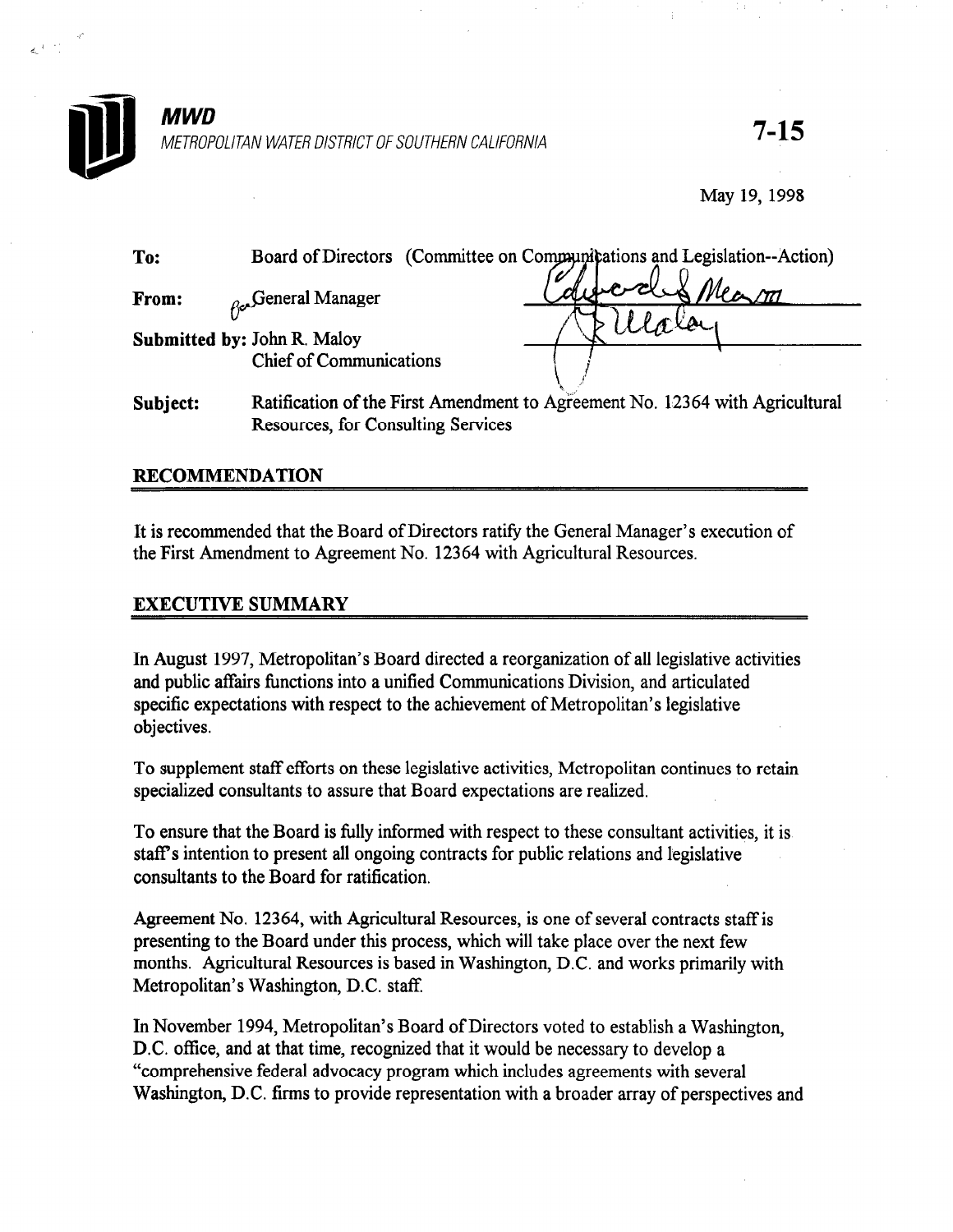**MWD**
*METROPOLITAN WATER DISTRICT OF SOUTHERN CALIFORNIA*

**7-15**

May 19, 1998

**To:** Board of Directors (Committee on Communications and Legislation--Action)

**From:** General Manager

**Submitted by:** John R. Maloy
Chief of Communications

**Subject:** Ratification of the First Amendment to Agreement No. 12364 with Agricultural Resources, for Consulting Services

## RECOMMENDATION

It is recommended that the Board of Directors ratify the General Manager's execution of the First Amendment to Agreement No. 12364 with Agricultural Resources.

## EXECUTIVE SUMMARY

In August 1997, Metropolitan's Board directed a reorganization of all legislative activities and public affairs functions into a unified Communications Division, and articulated specific expectations with respect to the achievement of Metropolitan's legislative objectives.

To supplement staff efforts on these legislative activities, Metropolitan continues to retain specialized consultants to assure that Board expectations are realized.

To ensure that the Board is fully informed with respect to these consultant activities, it is staff's intention to present all ongoing contracts for public relations and legislative consultants to the Board for ratification.

Agreement No. 12364, with Agricultural Resources, is one of several contracts staff is presenting to the Board under this process, which will take place over the next few months. Agricultural Resources is based in Washington, D.C. and works primarily with Metropolitan's Washington, D.C. staff.

In November 1994, Metropolitan's Board of Directors voted to establish a Washington, D.C. office, and at that time, recognized that it would be necessary to develop a "comprehensive federal advocacy program which includes agreements with several Washington, D.C. firms to provide representation with a broader array of perspectives and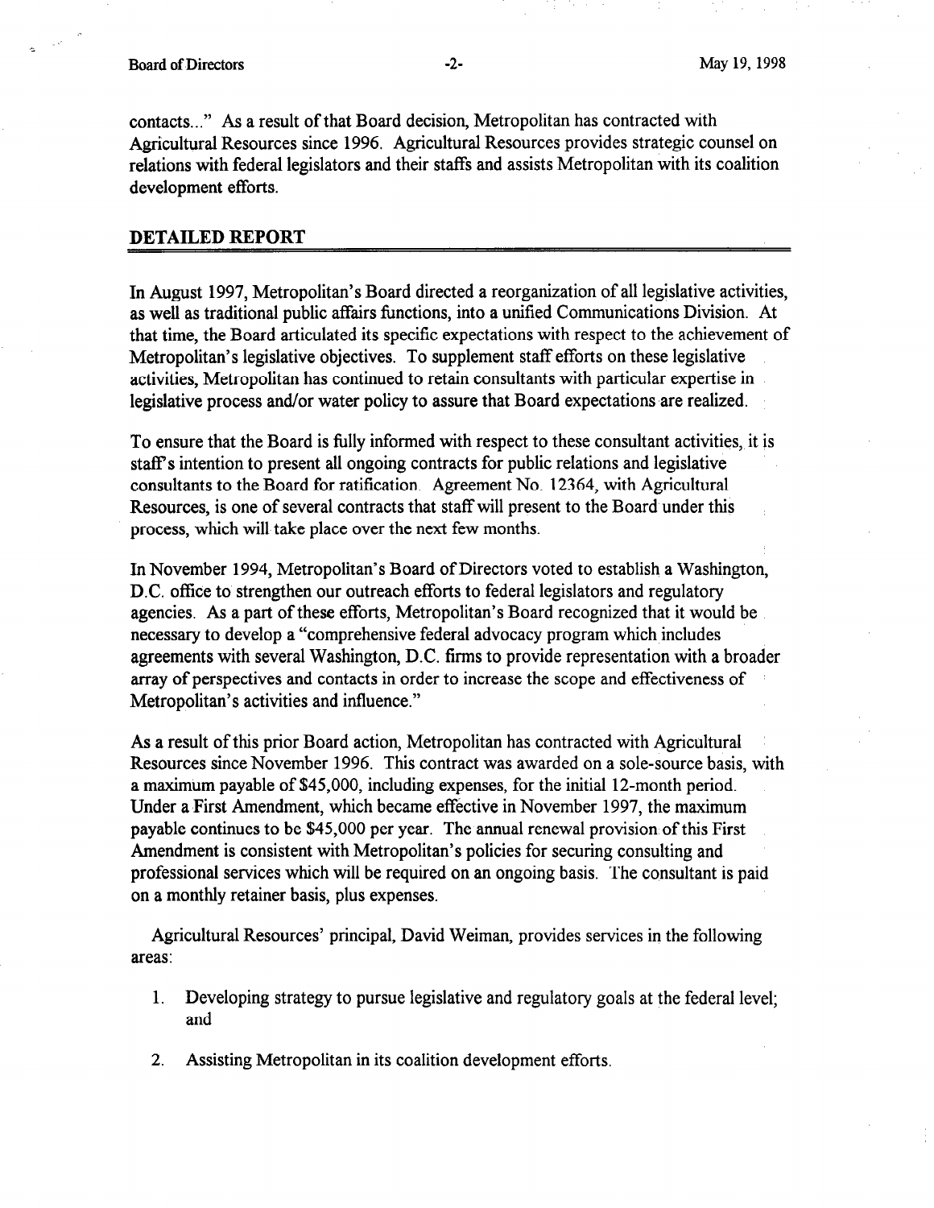contacts..." As a result of that Board decision, Metropolitan has contracted with Agricultural Resources since 1996. Agricultural Resources provides strategic counsel on relations with federal legislators and their staffs and assists Metropolitan with its coalition development efforts.

## DETAILED REPORT

In August 1997, Metropolitan's Board directed a reorganization of all legislative activities, as well as traditional public affairs functions, into a unified Communications Division. At that time, the Board articulated its specific expectations with respect to the achievement of Metropolitan's legislative objectives. To supplement staff efforts on these legislative activities, Metropolitan has continued to retain consultants with particular expertise in legislative process and/or water policy to assure that Board expectations are realized.

To ensure that the Board is fully informed with respect to these consultant activities, it is staff's intention to present all ongoing contracts for public relations and legislative consultants to the Board for ratification. Agreement No. 12364, with Agricultural Resources, is one of several contracts that staff will present to the Board under this process, which will take place over the next few months.

In November 1994, Metropolitan's Board of Directors voted to establish a Washington, D.C. office to strengthen our outreach efforts to federal legislators and regulatory agencies. As a part of these efforts, Metropolitan's Board recognized that it would be necessary to develop a "comprehensive federal advocacy program which includes agreements with several Washington, D.C. firms to provide representation with a broader array of perspectives and contacts in order to increase the scope and effectiveness of Metropolitan's activities and influence."

As a result of this prior Board action, Metropolitan has contracted with Agricultural Resources since November 1996. This contract was awarded on a sole-source basis, with a maximum payable of $45,000, including expenses, for the initial 12-month period. Under a First Amendment, which became effective in November 1997, the maximum payable continues to be $45,000 per year. The annual renewal provision of this First Amendment is consistent with Metropolitan's policies for securing consulting and professional services which will be required on an ongoing basis. The consultant is paid on a monthly retainer basis, plus expenses.

Agricultural Resources' principal, David Weiman, provides services in the following areas:

1. Developing strategy to pursue legislative and regulatory goals at the federal level; and

2. Assisting Metropolitan in its coalition development efforts.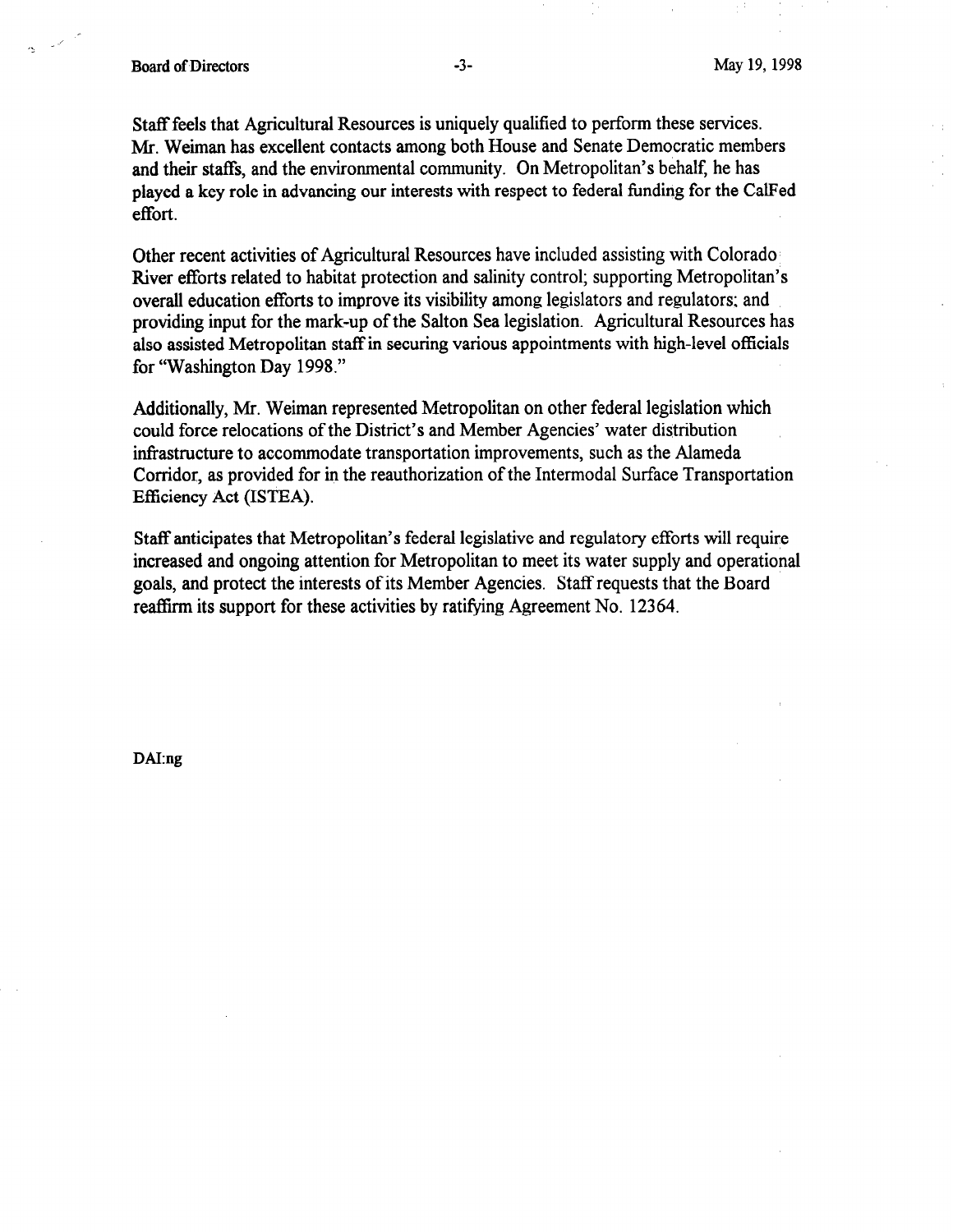Staff feels that Agricultural Resources is uniquely qualified to perform these services. Mr. Weiman has excellent contacts among both House and Senate Democratic members and their staffs, and the environmental community. On Metropolitan's behalf, he has played a key role in advancing our interests with respect to federal funding for the CalFed effort.

Other recent activities of Agricultural Resources have included assisting with Colorado River efforts related to habitat protection and salinity control; supporting Metropolitan's overall education efforts to improve its visibility among legislators and regulators; and providing input for the mark-up of the Salton Sea legislation. Agricultural Resources has also assisted Metropolitan staff in securing various appointments with high-level officials for "Washington Day 1998."

Additionally, Mr. Weiman represented Metropolitan on other federal legislation which could force relocations of the District's and Member Agencies' water distribution infrastructure to accommodate transportation improvements, such as the Alameda Corridor, as provided for in the reauthorization of the Intermodal Surface Transportation Efficiency Act (ISTEA).

Staff anticipates that Metropolitan's federal legislative and regulatory efforts will require increased and ongoing attention for Metropolitan to meet its water supply and operational goals, and protect the interests of its Member Agencies. Staff requests that the Board reaffirm its support for these activities by ratifying Agreement No. 12364.

DAI:ng